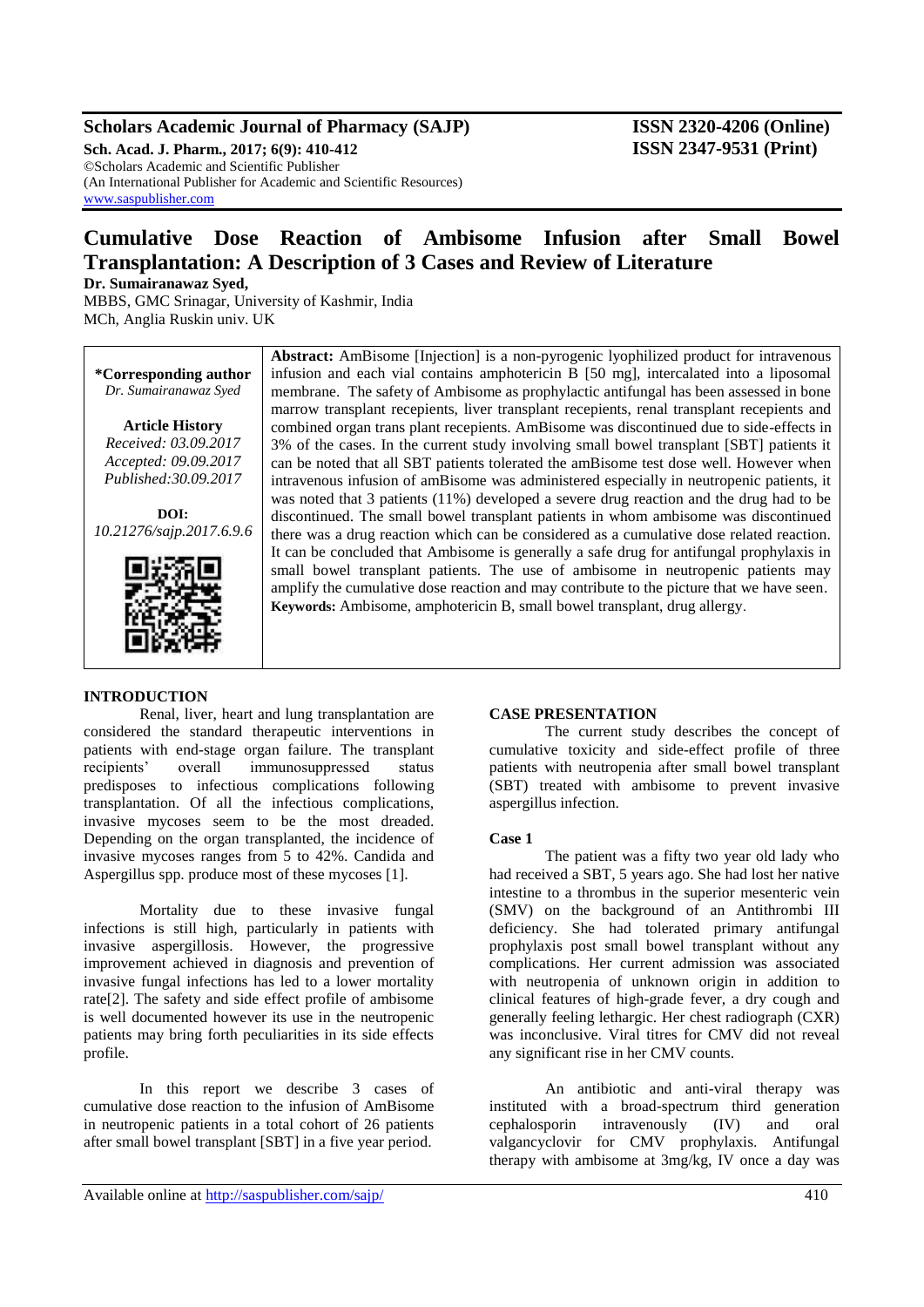# Cumulative Dose Reaction of Ambisome Infusion after Small Bowel Transplantation: A Description of 3 Cases and Review of Literature

**Dr. Sumairanawaz Syed,**
MBBS, GMC Srinagar, University of Kashmir, India
MCh, Anglia Ruskin univ. UK

**\*Corresponding author**
*Dr. Sumairanawaz Syed*

**Article History**
*Received: 03.09.2017*
*Accepted: 09.09.2017*
*Published:30.09.2017*

**DOI:**
*10.21276/sajp.2017.6.9.6*

**Abstract:** AmBisome [Injection] is a non-pyrogenic lyophilized product for intravenous infusion and each vial contains amphotericin B [50 mg], intercalated into a liposomal membrane. The safety of Ambisome as prophylactic antifungal has been assessed in bone marrow transplant recepients, liver transplant recepients, renal transplant recepients and combined organ trans plant recepients. AmBisome was discontinued due to side-effects in 3% of the cases. In the current study involving small bowel transplant [SBT] patients it can be noted that all SBT patients tolerated the amBisome test dose well. However when intravenous infusion of amBisome was administered especially in neutropenic patients, it was noted that 3 patients (11%) developed a severe drug reaction and the drug had to be discontinued. The small bowel transplant patients in whom ambisome was discontinued there was a drug reaction which can be considered as a cumulative dose related reaction. It can be concluded that Ambisome is generally a safe drug for antifungal prophylaxis in small bowel transplant patients. The use of ambisome in neutropenic patients may amplify the cumulative dose reaction and may contribute to the picture that we have seen.

**Keywords:** Ambisome, amphotericin B, small bowel transplant, drug allergy.

## INTRODUCTION

Renal, liver, heart and lung transplantation are considered the standard therapeutic interventions in patients with end-stage organ failure. The transplant recipients' overall immunosuppressed status predisposes to infectious complications following transplantation. Of all the infectious complications, invasive mycoses seem to be the most dreaded. Depending on the organ transplanted, the incidence of invasive mycoses ranges from 5 to 42%. Candida and Aspergillus spp. produce most of these mycoses [1].

Mortality due to these invasive fungal infections is still high, particularly in patients with invasive aspergillosis. However, the progressive improvement achieved in diagnosis and prevention of invasive fungal infections has led to a lower mortality rate[2]. The safety and side effect profile of ambisome is well documented however its use in the neutropenic patients may bring forth peculiarities in its side effects profile.

In this report we describe 3 cases of cumulative dose reaction to the infusion of AmBisome in neutropenic patients in a total cohort of 26 patients after small bowel transplant [SBT] in a five year period.

## CASE PRESENTATION

The current study describes the concept of cumulative toxicity and side-effect profile of three patients with neutropenia after small bowel transplant (SBT) treated with ambisome to prevent invasive aspergillus infection.

### Case 1

The patient was a fifty two year old lady who had received a SBT, 5 years ago. She had lost her native intestine to a thrombus in the superior mesenteric vein (SMV) on the background of an Antithrombi III deficiency. She had tolerated primary antifungal prophylaxis post small bowel transplant without any complications. Her current admission was associated with neutropenia of unknown origin in addition to clinical features of high-grade fever, a dry cough and generally feeling lethargic. Her chest radiograph (CXR) was inconclusive. Viral titres for CMV did not reveal any significant rise in her CMV counts.

An antibiotic and anti-viral therapy was instituted with a broad-spectrum third generation cephalosporin intravenously (IV) and oral valgancyclovir for CMV prophylaxis. Antifungal therapy with ambisome at 3mg/kg, IV once a day was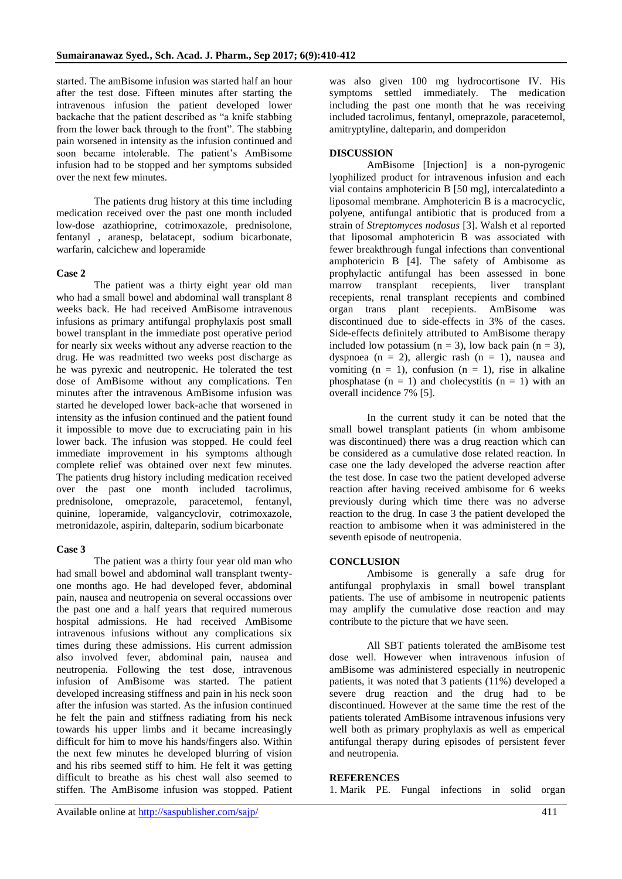started. The amBisome infusion was started half an hour after the test dose. Fifteen minutes after starting the intravenous infusion the patient developed lower backache that the patient described as "a knife stabbing from the lower back through to the front". The stabbing pain worsened in intensity as the infusion continued and soon became intolerable. The patient's AmBisome infusion had to be stopped and her symptoms subsided over the next few minutes.

The patients drug history at this time including medication received over the past one month included low-dose azathioprine, cotrimoxazole, prednisolone, fentanyl , aranesp, belatacept, sodium bicarbonate, warfarin, calcichew and loperamide

### Case 2

The patient was a thirty eight year old man who had a small bowel and abdominal wall transplant 8 weeks back. He had received AmBisome intravenous infusions as primary antifungal prophylaxis post small bowel transplant in the immediate post operative period for nearly six weeks without any adverse reaction to the drug. He was readmitted two weeks post discharge as he was pyrexic and neutropenic. He tolerated the test dose of AmBisome without any complications. Ten minutes after the intravenous AmBisome infusion was started he developed lower back-ache that worsened in intensity as the infusion continued and the patient found it impossible to move due to excruciating pain in his lower back. The infusion was stopped. He could feel immediate improvement in his symptoms although complete relief was obtained over next few minutes. The patients drug history including medication received over the past one month included tacrolimus, prednisolone, omeprazole, paracetemol, fentanyl, quinine, loperamide, valgancyclovir, cotrimoxazole, metronidazole, aspirin, dalteparin, sodium bicarbonate

### Case 3

The patient was a thirty four year old man who had small bowel and abdominal wall transplant twenty-one months ago. He had developed fever, abdominal pain, nausea and neutropenia on several occassions over the past one and a half years that required numerous hospital admissions. He had received AmBisome intravenous infusions without any complications six times during these admissions. His current admission also involved fever, abdominal pain, nausea and neutropenia. Following the test dose, intravenous infusion of AmBisome was started. The patient developed increasing stiffness and pain in his neck soon after the infusion was started. As the infusion continued he felt the pain and stiffness radiating from his neck towards his upper limbs and it became increasingly difficult for him to move his hands/fingers also. Within the next few minutes he developed blurring of vision and his ribs seemed stiff to him. He felt it was getting difficult to breathe as his chest wall also seemed to stiffen. The AmBisome infusion was stopped. Patient was also given 100 mg hydrocortisone IV. His symptoms settled immediately. The medication including the past one month that he was receiving included tacrolimus, fentanyl, omeprazole, paracetemol, amitryptyline, dalteparin, and domperidon

## DISCUSSION

AmBisome [Injection] is a non-pyrogenic lyophilized product for intravenous infusion and each vial contains amphotericin B [50 mg], intercalatedinto a liposomal membrane. Amphotericin B is a macrocyclic, polyene, antifungal antibiotic that is produced from a strain of *Streptomyces nodosus* [3]. Walsh et al reported that liposomal amphotericin B was associated with fewer breakthrough fungal infections than conventional amphotericin B [4]. The safety of Ambisome as prophylactic antifungal has been assessed in bone marrow transplant recepients, liver transplant recepients, renal transplant recepients and combined organ trans plant recepients. AmBisome was discontinued due to side-effects in 3% of the cases. Side-effects definitely attributed to AmBisome therapy included low potassium ($n = 3$), low back pain ($n = 3$), dyspnoea ($n = 2$), allergic rash ($n = 1$), nausea and vomiting ($n = 1$), confusion ($n = 1$), rise in alkaline phosphatase ($n = 1$) and cholecystitis ($n = 1$) with an overall incidence 7% [5].

In the current study it can be noted that the small bowel transplant patients (in whom ambisome was discontinued) there was a drug reaction which can be considered as a cumulative dose related reaction. In case one the lady developed the adverse reaction after the test dose. In case two the patient developed adverse reaction after having received ambisome for 6 weeks previously during which time there was no adverse reaction to the drug. In case 3 the patient developed the reaction to ambisome when it was administered in the seventh episode of neutropenia.

## CONCLUSION

Ambisome is generally a safe drug for antifungal prophylaxis in small bowel transplant patients. The use of ambisome in neutropenic patients may amplify the cumulative dose reaction and may contribute to the picture that we have seen.

All SBT patients tolerated the amBisome test dose well. However when intravenous infusion of amBisome was administered especially in neutropenic patients, it was noted that 3 patients (11%) developed a severe drug reaction and the drug had to be discontinued. However at the same time the rest of the patients tolerated AmBisome intravenous infusions very well both as primary prophylaxis as well as emperical antifungal therapy during episodes of persistent fever and neutropenia.

## REFERENCES

1. Marik PE. Fungal infections in solid organ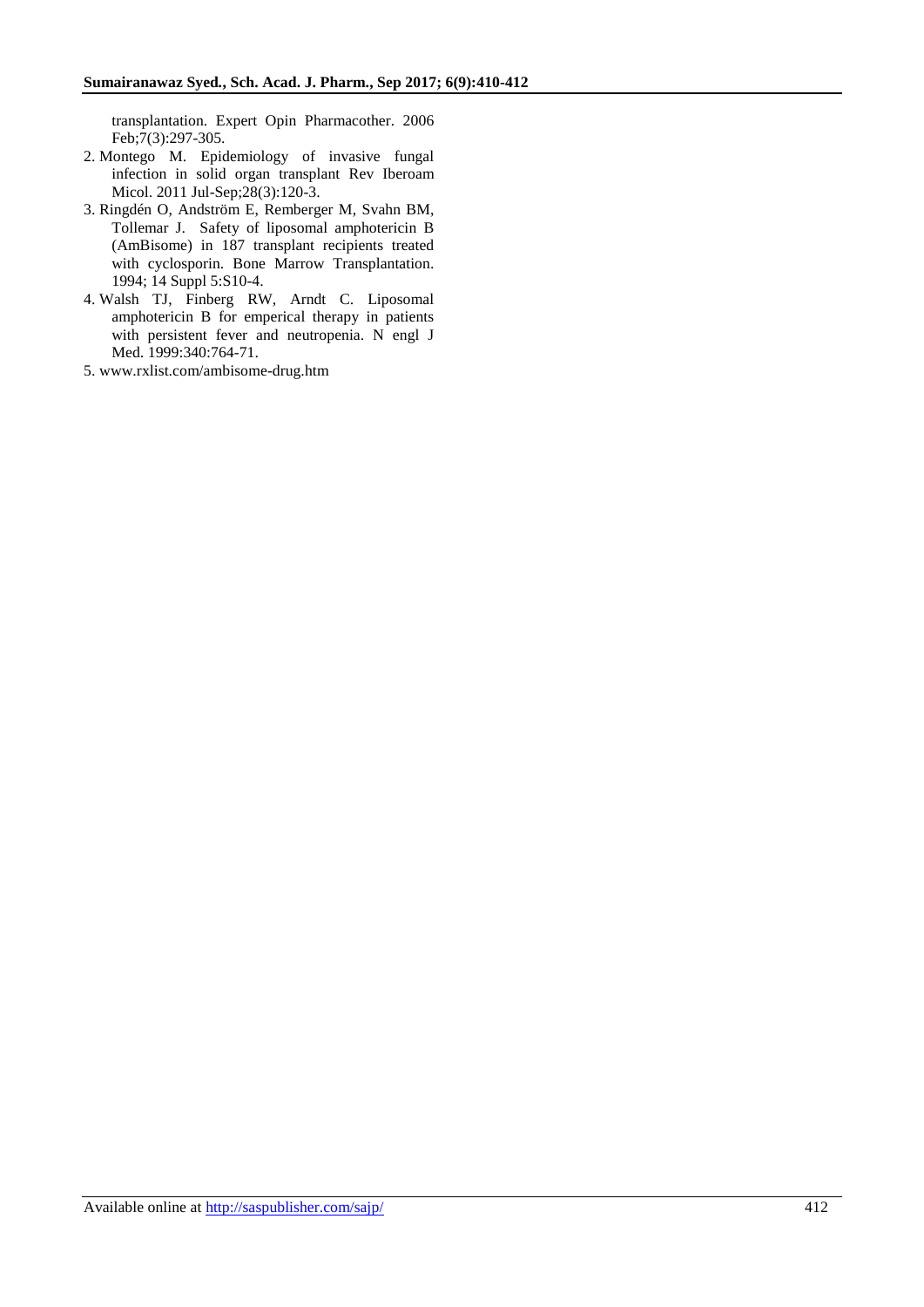transplantation. Expert Opin Pharmacother. 2006 Feb;7(3):297-305.

2. Montego M. Epidemiology of invasive fungal infection in solid organ transplant Rev Iberoam Micol. 2011 Jul-Sep;28(3):120-3.
3. Ringdén O, Andström E, Remberger M, Svahn BM, Tollemar J. Safety of liposomal amphotericin B (AmBisome) in 187 transplant recipients treated with cyclosporin. Bone Marrow Transplantation. 1994; 14 Suppl 5:S10-4.
4. Walsh TJ, Finberg RW, Arndt C. Liposomal amphotericin B for emperical therapy in patients with persistent fever and neutropenia. N engl J Med. 1999:340:764-71.
5. www.rxlist.com/ambisome-drug.htm